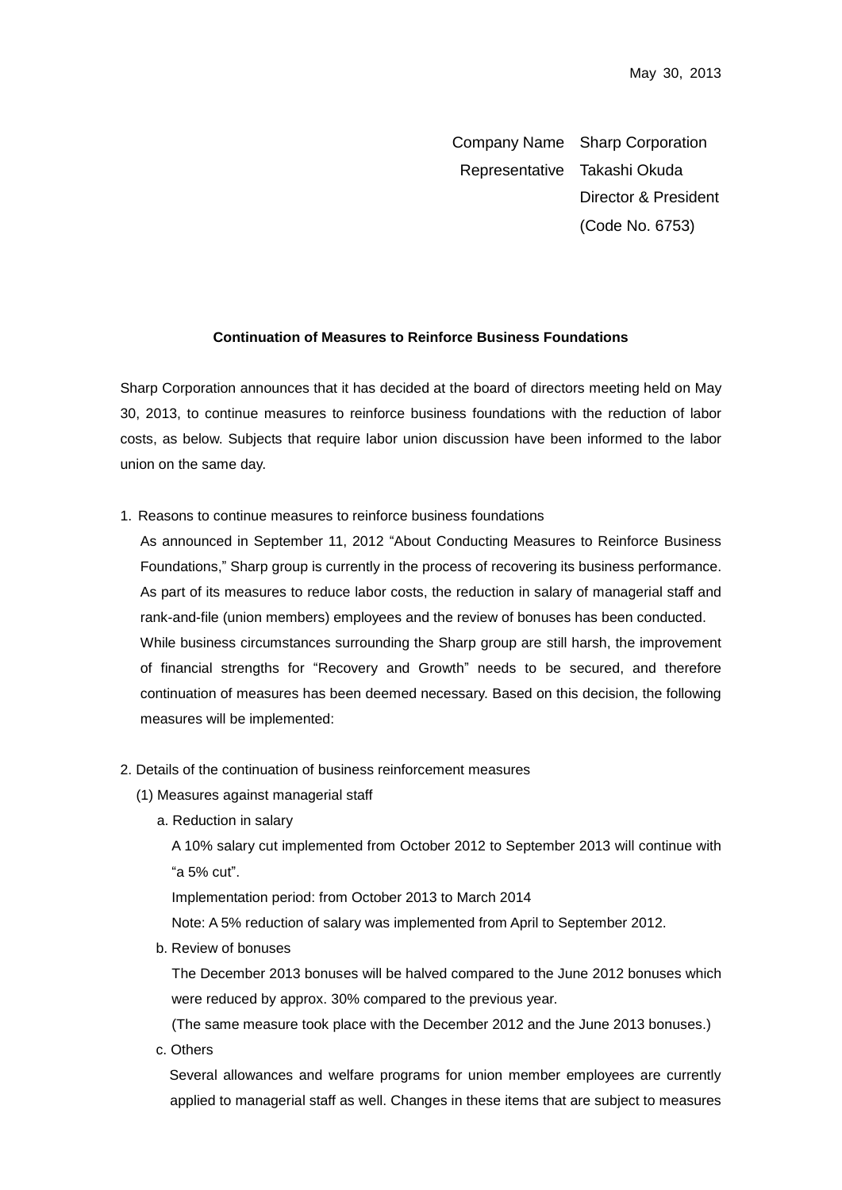May 30, 2013

Company Name Sharp Corporation
Representative Takashi Okuda
Director & President
(Code No. 6753)

**Continuation of Measures to Reinforce Business Foundations**

Sharp Corporation announces that it has decided at the board of directors meeting held on May 30, 2013, to continue measures to reinforce business foundations with the reduction of labor costs, as below. Subjects that require labor union discussion have been informed to the labor union on the same day.

1. Reasons to continue measures to reinforce business foundations

   As announced in September 11, 2012 "About Conducting Measures to Reinforce Business Foundations," Sharp group is currently in the process of recovering its business performance. As part of its measures to reduce labor costs, the reduction in salary of managerial staff and rank-and-file (union members) employees and the review of bonuses has been conducted.

   While business circumstances surrounding the Sharp group are still harsh, the improvement of financial strengths for "Recovery and Growth" needs to be secured, and therefore continuation of measures has been deemed necessary. Based on this decision, the following measures will be implemented:

2. Details of the continuation of business reinforcement measures

   (1) Measures against managerial staff

   a. Reduction in salary

   A 10% salary cut implemented from October 2012 to September 2013 will continue with "a 5% cut".

   Implementation period: from October 2013 to March 2014

   Note: A 5% reduction of salary was implemented from April to September 2012.

   b. Review of bonuses

   The December 2013 bonuses will be halved compared to the June 2012 bonuses which were reduced by approx. 30% compared to the previous year.

   (The same measure took place with the December 2012 and the June 2013 bonuses.)

   c. Others

   Several allowances and welfare programs for union member employees are currently applied to managerial staff as well. Changes in these items that are subject to measures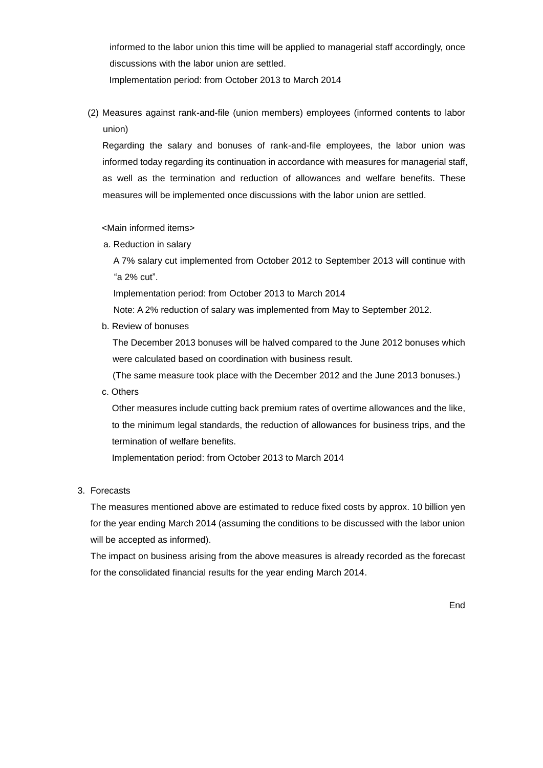informed to the labor union this time will be applied to managerial staff accordingly, once discussions with the labor union are settled.

Implementation period: from October 2013 to March 2014

(2) Measures against rank-and-file (union members) employees (informed contents to labor union)

Regarding the salary and bonuses of rank-and-file employees, the labor union was informed today regarding its continuation in accordance with measures for managerial staff, as well as the termination and reduction of allowances and welfare benefits. These measures will be implemented once discussions with the labor union are settled.

<Main informed items>

a. Reduction in salary

A 7% salary cut implemented from October 2012 to September 2013 will continue with "a 2% cut".

Implementation period: from October 2013 to March 2014

Note: A 2% reduction of salary was implemented from May to September 2012.

b. Review of bonuses

The December 2013 bonuses will be halved compared to the June 2012 bonuses which were calculated based on coordination with business result.

(The same measure took place with the December 2012 and the June 2013 bonuses.)

c. Others

Other measures include cutting back premium rates of overtime allowances and the like, to the minimum legal standards, the reduction of allowances for business trips, and the termination of welfare benefits.

Implementation period: from October 2013 to March 2014

3. Forecasts

The measures mentioned above are estimated to reduce fixed costs by approx. 10 billion yen for the year ending March 2014 (assuming the conditions to be discussed with the labor union will be accepted as informed).

The impact on business arising from the above measures is already recorded as the forecast for the consolidated financial results for the year ending March 2014.

End